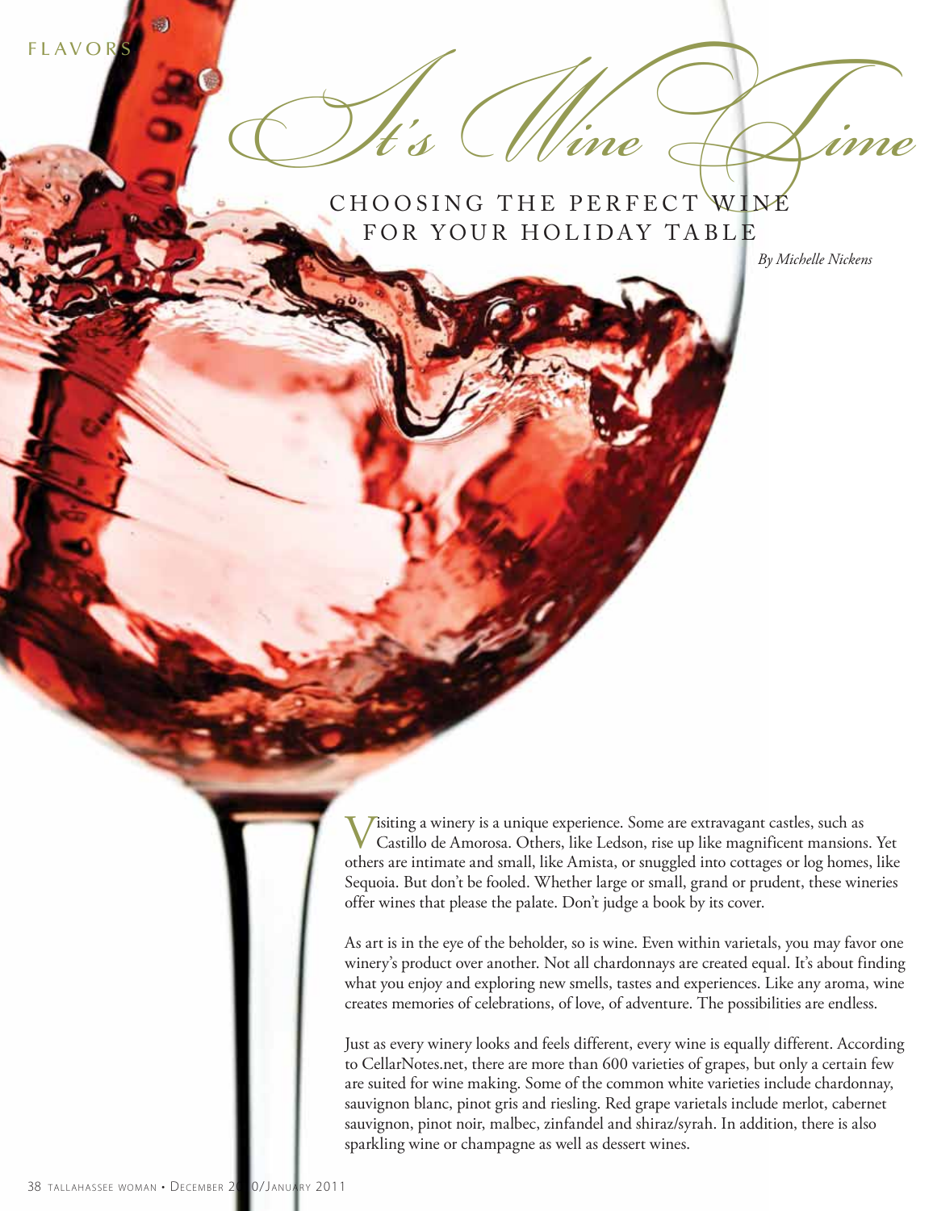# It's Wine Time

## CHOOSING THE PERFECT WINE FOR YOUR HOLIDAY TABLE

*By Michelle Nickens*

Visiting a winery is a unique experience. Some are extravagant castles, such as Castillo de Amorosa. Others, like Ledson, rise up like magnificent mansions. Yet others are intimate and small, like Amista, or snuggled into cottages or log homes, like Sequoia. But don't be fooled. Whether large or small, grand or prudent, these wineries offer wines that please the palate. Don't judge a book by its cover.

As art is in the eye of the beholder, so is wine. Even within varietals, you may favor one winery's product over another. Not all chardonnays are created equal. It's about finding what you enjoy and exploring new smells, tastes and experiences. Like any aroma, wine creates memories of celebrations, of love, of adventure. The possibilities are endless.

Just as every winery looks and feels different, every wine is equally different. According to CellarNotes.net, there are more than 600 varieties of grapes, but only a certain few are suited for wine making. Some of the common white varieties include chardonnay, sauvignon blanc, pinot gris and riesling. Red grape varietals include merlot, cabernet sauvignon, pinot noir, malbec, zinfandel and shiraz/syrah. In addition, there is also sparkling wine or champagne as well as dessert wines.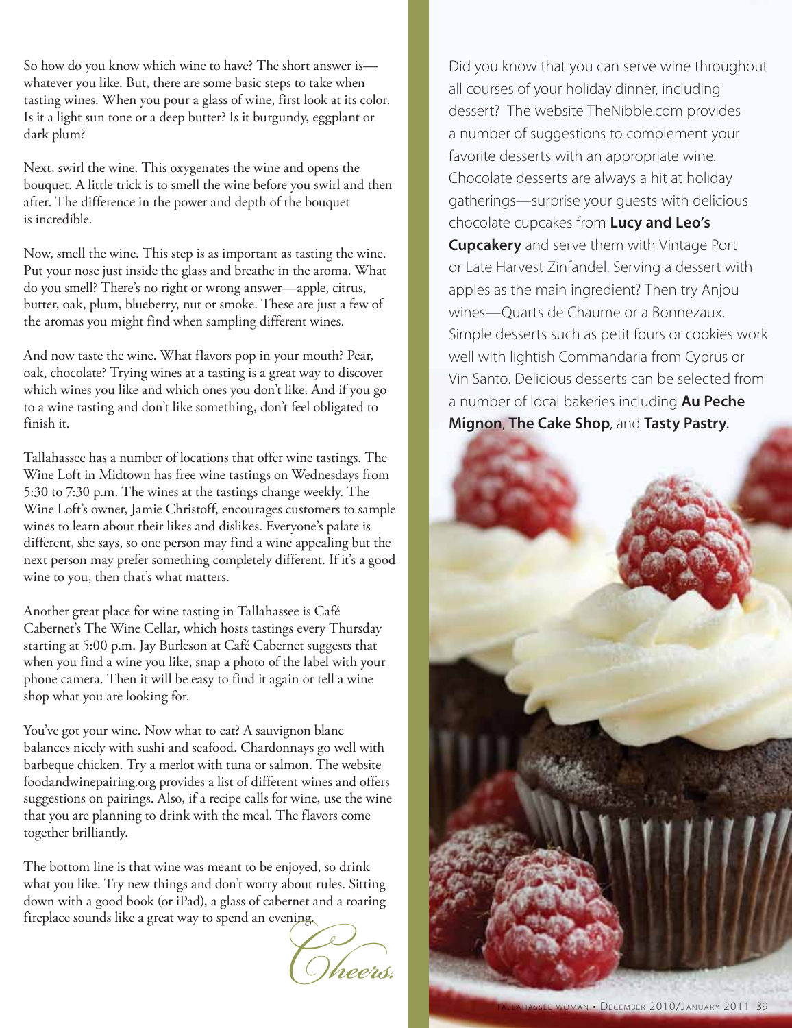So how do you know which wine to have? The short answer is—whatever you like. But, there are some basic steps to take when tasting wines. When you pour a glass of wine, first look at its color. Is it a light sun tone or a deep butter? Is it burgundy, eggplant or dark plum?

Next, swirl the wine. This oxygenates the wine and opens the bouquet. A little trick is to smell the wine before you swirl and then after. The difference in the power and depth of the bouquet is incredible.

Now, smell the wine. This step is as important as tasting the wine. Put your nose just inside the glass and breathe in the aroma. What do you smell? There's no right or wrong answer—apple, citrus, butter, oak, plum, blueberry, nut or smoke. These are just a few of the aromas you might find when sampling different wines.

And now taste the wine. What flavors pop in your mouth? Pear, oak, chocolate? Trying wines at a tasting is a great way to discover which wines you like and which ones you don't like. And if you go to a wine tasting and don't like something, don't feel obligated to finish it.

Tallahassee has a number of locations that offer wine tastings. The Wine Loft in Midtown has free wine tastings on Wednesdays from 5:30 to 7:30 p.m. The wines at the tastings change weekly. The Wine Loft's owner, Jamie Christoff, encourages customers to sample wines to learn about their likes and dislikes. Everyone's palate is different, she says, so one person may find a wine appealing but the next person may prefer something completely different. If it's a good wine to you, then that's what matters.

Another great place for wine tasting in Tallahassee is Café Cabernet's The Wine Cellar, which hosts tastings every Thursday starting at 5:00 p.m. Jay Burleson at Café Cabernet suggests that when you find a wine you like, snap a photo of the label with your phone camera. Then it will be easy to find it again or tell a wine shop what you are looking for.

You've got your wine. Now what to eat? A sauvignon blanc balances nicely with sushi and seafood. Chardonnays go well with barbeque chicken. Try a merlot with tuna or salmon. The website foodandwinepairing.org provides a list of different wines and offers suggestions on pairings. Also, if a recipe calls for wine, use the wine that you are planning to drink with the meal. The flavors come together brilliantly.

The bottom line is that wine was meant to be enjoyed, so drink what you like. Try new things and don't worry about rules. Sitting down with a good book (or iPad), a glass of cabernet and a roaring fireplace sounds like a great way to spend an evening.

*Cheers.*

Did you know that you can serve wine throughout all courses of your holiday dinner, including dessert? The website TheNibble.com provides a number of suggestions to complement your favorite desserts with an appropriate wine. Chocolate desserts are always a hit at holiday gatherings—surprise your guests with delicious chocolate cupcakes from **Lucy and Leo's Cupcakery** and serve them with Vintage Port or Late Harvest Zinfandel. Serving a dessert with apples as the main ingredient? Then try Anjou wines—Quarts de Chaume or a Bonnezaux. Simple desserts such as petit fours or cookies work well with lightish Commandaria from Cyprus or Vin Santo. Delicious desserts can be selected from a number of local bakeries including **Au Peche Mignon**, **The Cake Shop**, and **Tasty Pastry**.